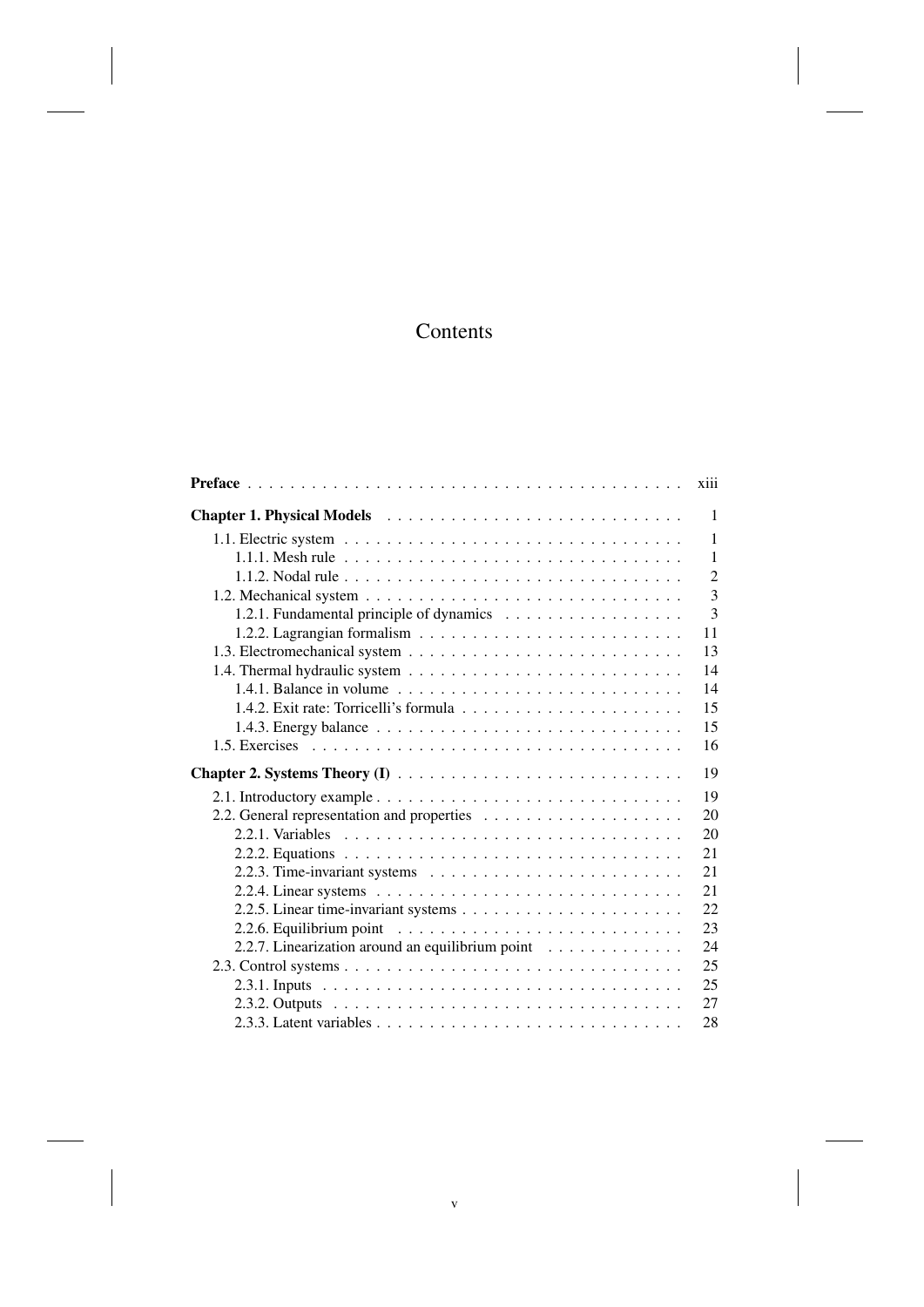# Contents

**Preface** . . . . . . . . . . . . . . . . . . . . . . . . . . . . . . . . . . . . . . . . xiii

**Chapter 1. Physical Models** . . . . . . . . . . . . . . . . . . . . . . . . . . . . 1

- 1.1. Electric system . . . . . . . . . . . . . . . . . . . . . . . . . . . . . . . . 1
  - 1.1.1. Mesh rule . . . . . . . . . . . . . . . . . . . . . . . . . . . . . . . . 1
  - 1.1.2. Nodal rule . . . . . . . . . . . . . . . . . . . . . . . . . . . . . . . . 2
- 1.2. Mechanical system . . . . . . . . . . . . . . . . . . . . . . . . . . . . . 3
  - 1.2.1. Fundamental principle of dynamics . . . . . . . . . . . . . . . . . 3
  - 1.2.2. Lagrangian formalism . . . . . . . . . . . . . . . . . . . . . . . . . 11
- 1.3. Electromechanical system . . . . . . . . . . . . . . . . . . . . . . . . . 13
- 1.4. Thermal hydraulic system . . . . . . . . . . . . . . . . . . . . . . . . . 14
  - 1.4.1. Balance in volume . . . . . . . . . . . . . . . . . . . . . . . . . . . 14
  - 1.4.2. Exit rate: Torricelli's formula . . . . . . . . . . . . . . . . . . . . . 15
  - 1.4.3. Energy balance . . . . . . . . . . . . . . . . . . . . . . . . . . . . . 15
- 1.5. Exercises . . . . . . . . . . . . . . . . . . . . . . . . . . . . . . . . . . 16

**Chapter 2. Systems Theory (I)** . . . . . . . . . . . . . . . . . . . . . . . . . . 19

- 2.1. Introductory example . . . . . . . . . . . . . . . . . . . . . . . . . . . . 19
- 2.2. General representation and properties . . . . . . . . . . . . . . . . . . . 20
  - 2.2.1. Variables . . . . . . . . . . . . . . . . . . . . . . . . . . . . . . . . 20
  - 2.2.2. Equations . . . . . . . . . . . . . . . . . . . . . . . . . . . . . . . . 21
  - 2.2.3. Time-invariant systems . . . . . . . . . . . . . . . . . . . . . . . . 21
  - 2.2.4. Linear systems . . . . . . . . . . . . . . . . . . . . . . . . . . . . . 21
  - 2.2.5. Linear time-invariant systems . . . . . . . . . . . . . . . . . . . . . 22
  - 2.2.6. Equilibrium point . . . . . . . . . . . . . . . . . . . . . . . . . . . . 23
  - 2.2.7. Linearization around an equilibrium point . . . . . . . . . . . . . . 24
- 2.3. Control systems . . . . . . . . . . . . . . . . . . . . . . . . . . . . . . . 25
  - 2.3.1. Inputs . . . . . . . . . . . . . . . . . . . . . . . . . . . . . . . . . . 25
  - 2.3.2. Outputs . . . . . . . . . . . . . . . . . . . . . . . . . . . . . . . . . 27
  - 2.3.3. Latent variables . . . . . . . . . . . . . . . . . . . . . . . . . . . . . 28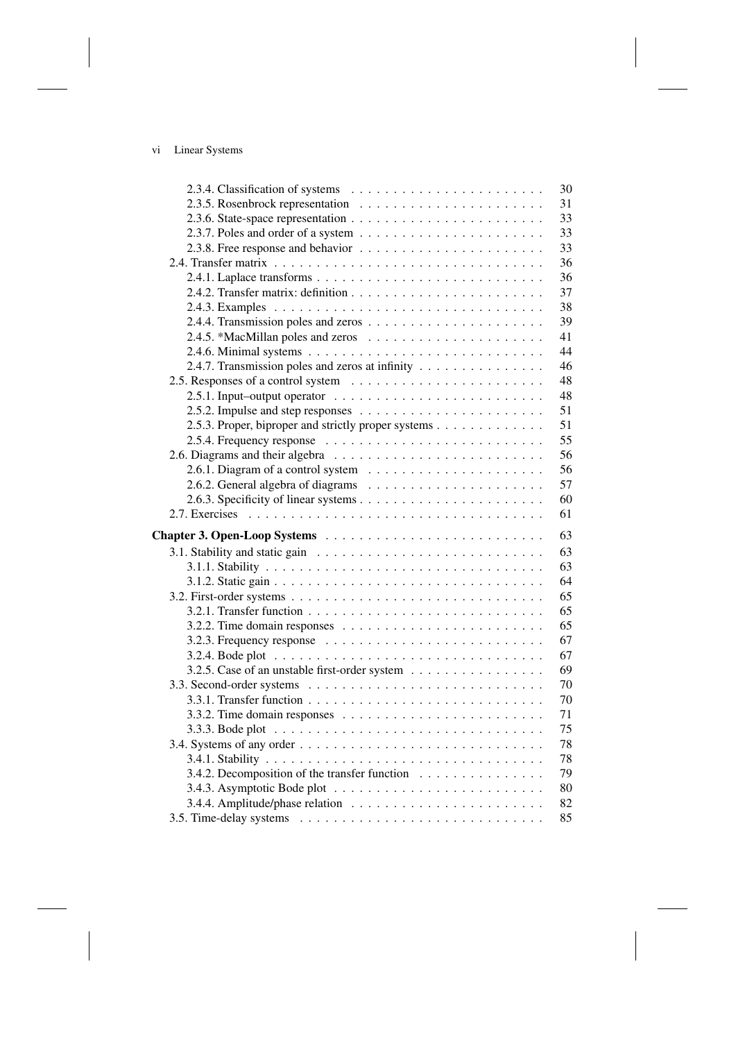2.3.4. Classification of systems . . . . . 30
2.3.5. Rosenbrock representation . . . . . 31
2.3.6. State-space representation . . . . . 33
2.3.7. Poles and order of a system . . . . . 33
2.3.8. Free response and behavior . . . . . 33
2.4. Transfer matrix . . . . . 36
2.4.1. Laplace transforms . . . . . 36
2.4.2. Transfer matrix: definition . . . . . 37
2.4.3. Examples . . . . . 38
2.4.4. Transmission poles and zeros . . . . . 39
2.4.5. *MacMillan poles and zeros . . . . . 41
2.4.6. Minimal systems . . . . . 44
2.4.7. Transmission poles and zeros at infinity . . . . . 46
2.5. Responses of a control system . . . . . 48
2.5.1. Input–output operator . . . . . 48
2.5.2. Impulse and step responses . . . . . 51
2.5.3. Proper, biproper and strictly proper systems . . . . . 51
2.5.4. Frequency response . . . . . 55
2.6. Diagrams and their algebra . . . . . 56
2.6.1. Diagram of a control system . . . . . 56
2.6.2. General algebra of diagrams . . . . . 57
2.6.3. Specificity of linear systems . . . . . 60
2.7. Exercises . . . . . 61

**Chapter 3. Open-Loop Systems** . . . . . 63

3.1. Stability and static gain . . . . . 63
3.1.1. Stability . . . . . 63
3.1.2. Static gain . . . . . 64
3.2. First-order systems . . . . . 65
3.2.1. Transfer function . . . . . 65
3.2.2. Time domain responses . . . . . 65
3.2.3. Frequency response . . . . . 67
3.2.4. Bode plot . . . . . 67
3.2.5. Case of an unstable first-order system . . . . . 69
3.3. Second-order systems . . . . . 70
3.3.1. Transfer function . . . . . 70
3.3.2. Time domain responses . . . . . 71
3.3.3. Bode plot . . . . . 75
3.4. Systems of any order . . . . . 78
3.4.1. Stability . . . . . 78
3.4.2. Decomposition of the transfer function . . . . . 79
3.4.3. Asymptotic Bode plot . . . . . 80
3.4.4. Amplitude/phase relation . . . . . 82
3.5. Time-delay systems . . . . . 85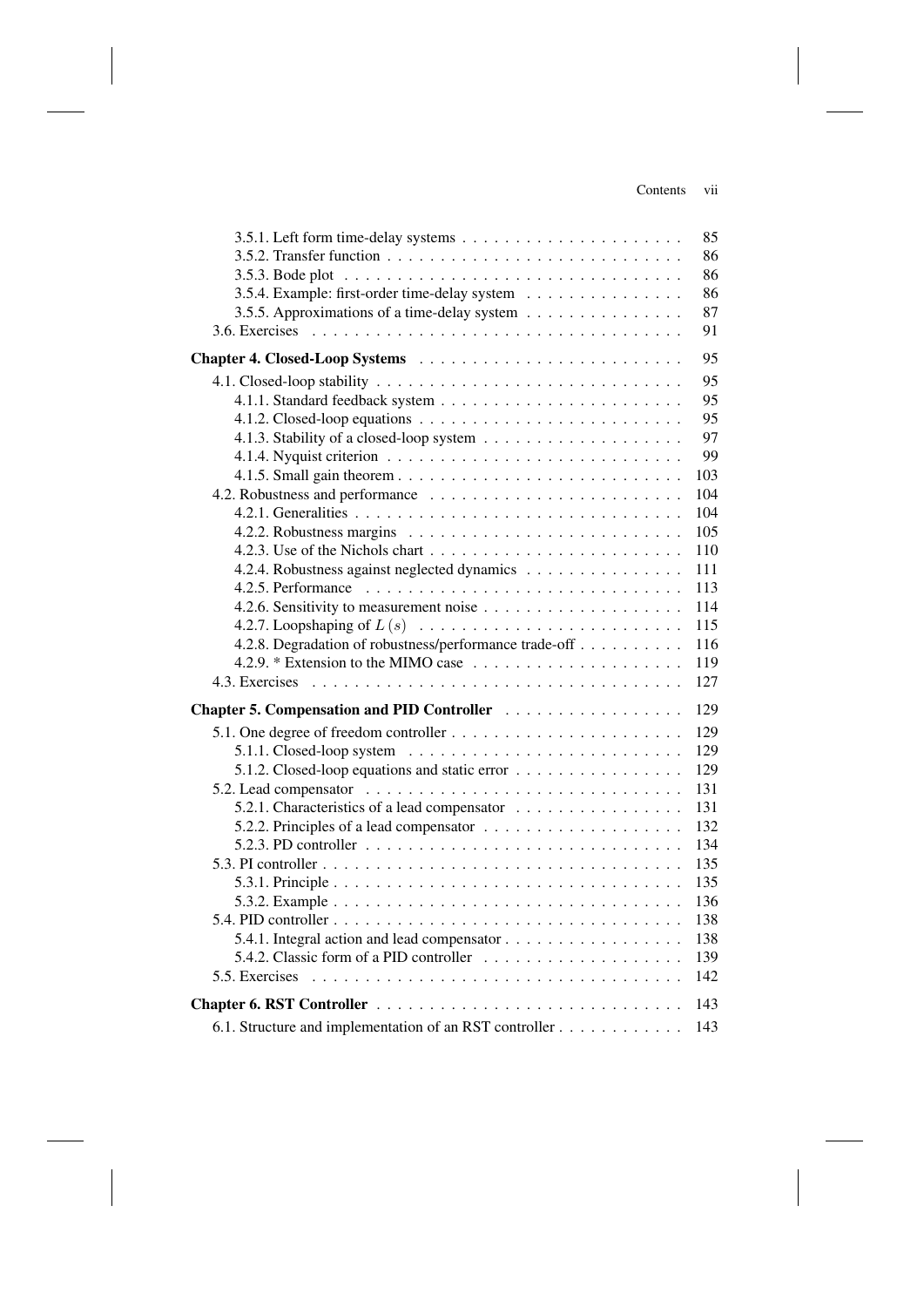3.5.1. Left form time-delay systems . . . . . . . . . . . . . . . . . . . . . 85
3.5.2. Transfer function . . . . . . . . . . . . . . . . . . . . . . . . . . . 86
3.5.3. Bode plot . . . . . . . . . . . . . . . . . . . . . . . . . . . . . . . 86
3.5.4. Example: first-order time-delay system . . . . . . . . . . . . . . . 86
3.5.5. Approximations of a time-delay system . . . . . . . . . . . . . . . 87
3.6. Exercises . . . . . . . . . . . . . . . . . . . . . . . . . . . . . . . . . 91

**Chapter 4. Closed-Loop Systems** . . . . . . . . . . . . . . . . . . . . . . . 95

4.1. Closed-loop stability . . . . . . . . . . . . . . . . . . . . . . . . . . . 95
4.1.1. Standard feedback system . . . . . . . . . . . . . . . . . . . . . . 95
4.1.2. Closed-loop equations . . . . . . . . . . . . . . . . . . . . . . . . 95
4.1.3. Stability of a closed-loop system . . . . . . . . . . . . . . . . . . 97
4.1.4. Nyquist criterion . . . . . . . . . . . . . . . . . . . . . . . . . . . 99
4.1.5. Small gain theorem . . . . . . . . . . . . . . . . . . . . . . . . . . 103
4.2. Robustness and performance . . . . . . . . . . . . . . . . . . . . . . . 104
4.2.1. Generalities . . . . . . . . . . . . . . . . . . . . . . . . . . . . . . 104
4.2.2. Robustness margins . . . . . . . . . . . . . . . . . . . . . . . . . 105
4.2.3. Use of the Nichols chart . . . . . . . . . . . . . . . . . . . . . . . 110
4.2.4. Robustness against neglected dynamics . . . . . . . . . . . . . . . 111
4.2.5. Performance . . . . . . . . . . . . . . . . . . . . . . . . . . . . . 113
4.2.6. Sensitivity to measurement noise . . . . . . . . . . . . . . . . . . 114
4.2.7. Loopshaping of $L(s)$ . . . . . . . . . . . . . . . . . . . . . . . . 115
4.2.8. Degradation of robustness/performance trade-off . . . . . . . . . . 116
4.2.9. * Extension to the MIMO case . . . . . . . . . . . . . . . . . . . . 119
4.3. Exercises . . . . . . . . . . . . . . . . . . . . . . . . . . . . . . . . . 127

**Chapter 5. Compensation and PID Controller** . . . . . . . . . . . . . . . . 129

5.1. One degree of freedom controller . . . . . . . . . . . . . . . . . . . . 129
5.1.1. Closed-loop system . . . . . . . . . . . . . . . . . . . . . . . . . 129
5.1.2. Closed-loop equations and static error . . . . . . . . . . . . . . . 129
5.2. Lead compensator . . . . . . . . . . . . . . . . . . . . . . . . . . . . 131
5.2.1. Characteristics of a lead compensator . . . . . . . . . . . . . . . 131
5.2.2. Principles of a lead compensator . . . . . . . . . . . . . . . . . . 132
5.2.3. PD controller . . . . . . . . . . . . . . . . . . . . . . . . . . . . . 134
5.3. PI controller . . . . . . . . . . . . . . . . . . . . . . . . . . . . . . . 135
5.3.1. Principle . . . . . . . . . . . . . . . . . . . . . . . . . . . . . . . 135
5.3.2. Example . . . . . . . . . . . . . . . . . . . . . . . . . . . . . . . . 136
5.4. PID controller . . . . . . . . . . . . . . . . . . . . . . . . . . . . . . 138
5.4.1. Integral action and lead compensator . . . . . . . . . . . . . . . . 138
5.4.2. Classic form of a PID controller . . . . . . . . . . . . . . . . . . 139
5.5. Exercises . . . . . . . . . . . . . . . . . . . . . . . . . . . . . . . . . 142

**Chapter 6. RST Controller** . . . . . . . . . . . . . . . . . . . . . . . . . . 143

6.1. Structure and implementation of an RST controller . . . . . . . . . . . 143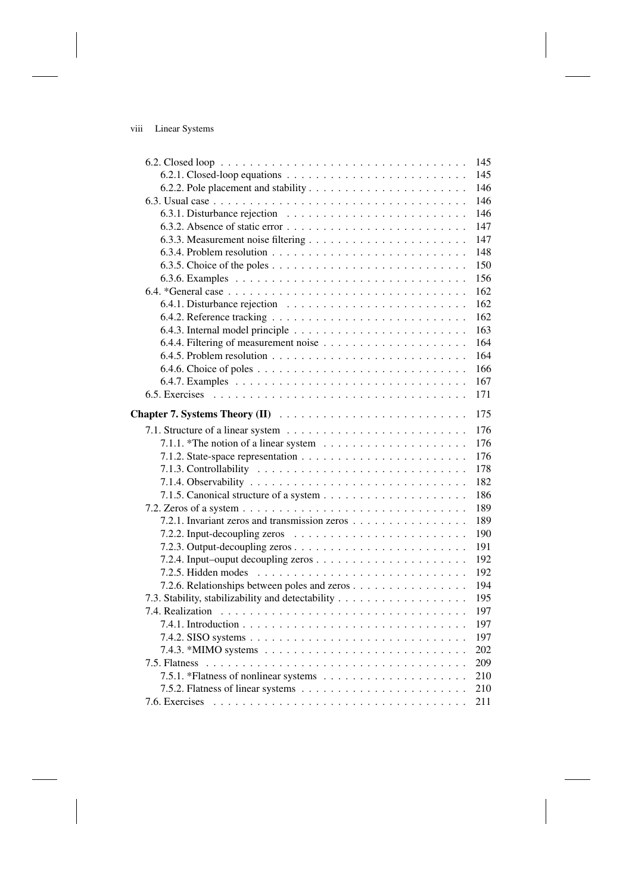6.2. Closed loop . . . . . . . . . . 145
- 6.2.1. Closed-loop equations . . . . . . . . . . 145
- 6.2.2. Pole placement and stability . . . . . . . . . . 146

6.3. Usual case . . . . . . . . . . 146
- 6.3.1. Disturbance rejection . . . . . . . . . . 146
- 6.3.2. Absence of static error . . . . . . . . . . 147
- 6.3.3. Measurement noise filtering . . . . . . . . . . 147
- 6.3.4. Problem resolution . . . . . . . . . . 148
- 6.3.5. Choice of the poles . . . . . . . . . . 150
- 6.3.6. Examples . . . . . . . . . . 156

6.4. *General case . . . . . . . . . . 162
- 6.4.1. Disturbance rejection . . . . . . . . . . 162
- 6.4.2. Reference tracking . . . . . . . . . . 162
- 6.4.3. Internal model principle . . . . . . . . . . 163
- 6.4.4. Filtering of measurement noise . . . . . . . . . . 164
- 6.4.5. Problem resolution . . . . . . . . . . 164
- 6.4.6. Choice of poles . . . . . . . . . . 166
- 6.4.7. Examples . . . . . . . . . . 167

6.5. Exercises . . . . . . . . . . 171

**Chapter 7. Systems Theory (II)** . . . . . . . . . . 175

7.1. Structure of a linear system . . . . . . . . . . 176
- 7.1.1. *The notion of a linear system . . . . . . . . . . 176
- 7.1.2. State-space representation . . . . . . . . . . 176
- 7.1.3. Controllability . . . . . . . . . . 178
- 7.1.4. Observability . . . . . . . . . . 182
- 7.1.5. Canonical structure of a system . . . . . . . . . . 186

7.2. Zeros of a system . . . . . . . . . . 189
- 7.2.1. Invariant zeros and transmission zeros . . . . . . . . . . 189
- 7.2.2. Input-decoupling zeros . . . . . . . . . . 190
- 7.2.3. Output-decoupling zeros . . . . . . . . . . 191
- 7.2.4. Input–ouput decoupling zeros . . . . . . . . . . 192
- 7.2.5. Hidden modes . . . . . . . . . . 192
- 7.2.6. Relationships between poles and zeros . . . . . . . . . . 194

7.3. Stability, stabilizability and detectability . . . . . . . . . . 195

7.4. Realization . . . . . . . . . . 197
- 7.4.1. Introduction . . . . . . . . . . 197
- 7.4.2. SISO systems . . . . . . . . . . 197
- 7.4.3. *MIMO systems . . . . . . . . . . 202

7.5. Flatness . . . . . . . . . . 209
- 7.5.1. *Flatness of nonlinear systems . . . . . . . . . . 210
- 7.5.2. Flatness of linear systems . . . . . . . . . . 210

7.6. Exercises . . . . . . . . . . 211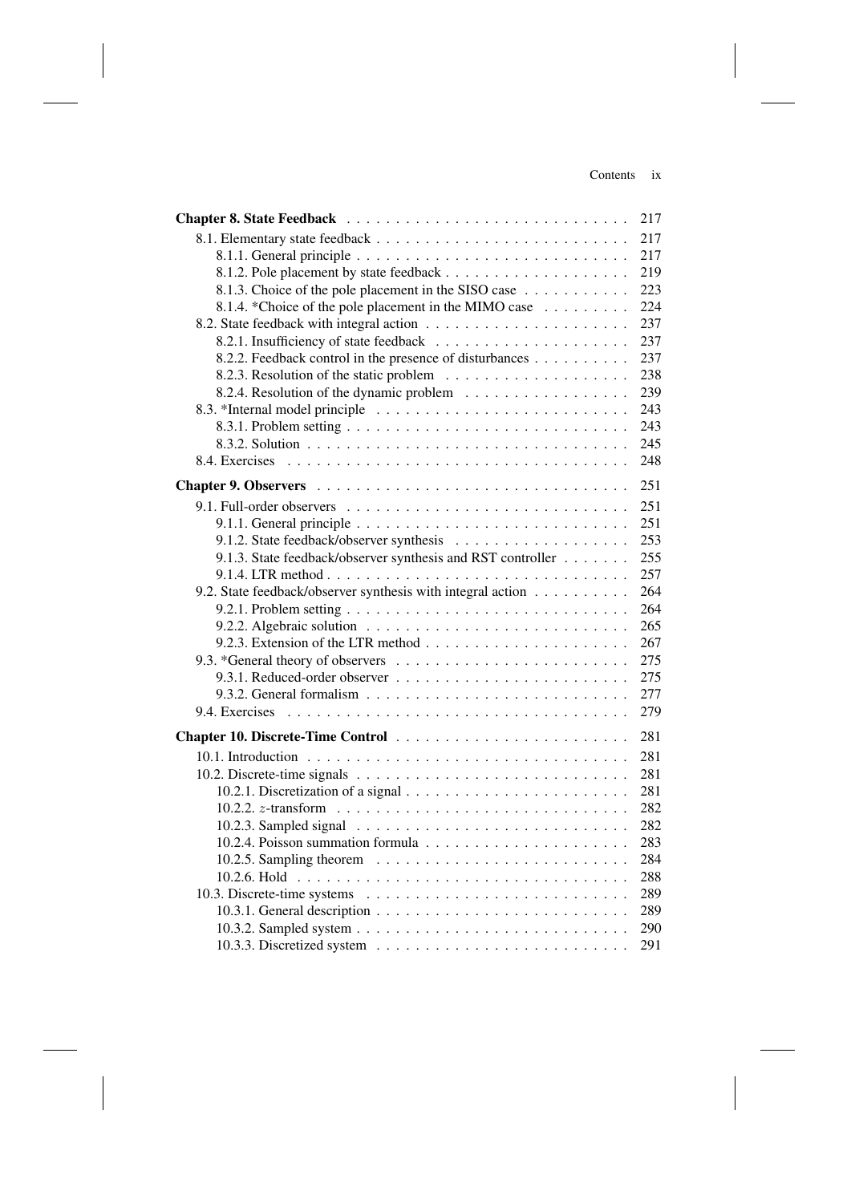**Chapter 8. State Feedback** . . . . . . . . . . . . . . . . . . . . . . . . . . . . 217

8.1. Elementary state feedback . . . . . . . . . . . . . . . . . . . . . . . . . . 217
8.1.1. General principle . . . . . . . . . . . . . . . . . . . . . . . . . . . 217
8.1.2. Pole placement by state feedback . . . . . . . . . . . . . . . . . . . 219
8.1.3. Choice of the pole placement in the SISO case . . . . . . . . . . . 223
8.1.4. *Choice of the pole placement in the MIMO case . . . . . . . . . 224
8.2. State feedback with integral action . . . . . . . . . . . . . . . . . . . . 237
8.2.1. Insufficiency of state feedback . . . . . . . . . . . . . . . . . . . . 237
8.2.2. Feedback control in the presence of disturbances . . . . . . . . . . 237
8.2.3. Resolution of the static problem . . . . . . . . . . . . . . . . . . . 238
8.2.4. Resolution of the dynamic problem . . . . . . . . . . . . . . . . . 239
8.3. *Internal model principle . . . . . . . . . . . . . . . . . . . . . . . . . 243
8.3.1. Problem setting . . . . . . . . . . . . . . . . . . . . . . . . . . . . 243
8.3.2. Solution . . . . . . . . . . . . . . . . . . . . . . . . . . . . . . . . 245
8.4. Exercises . . . . . . . . . . . . . . . . . . . . . . . . . . . . . . . . . 248

**Chapter 9. Observers** . . . . . . . . . . . . . . . . . . . . . . . . . . . . . . 251

9.1. Full-order observers . . . . . . . . . . . . . . . . . . . . . . . . . . . . 251
9.1.1. General principle . . . . . . . . . . . . . . . . . . . . . . . . . . . 251
9.1.2. State feedback/observer synthesis . . . . . . . . . . . . . . . . . . 253
9.1.3. State feedback/observer synthesis and RST controller . . . . . . . 255
9.1.4. LTR method . . . . . . . . . . . . . . . . . . . . . . . . . . . . . . 257
9.2. State feedback/observer synthesis with integral action . . . . . . . . . . 264
9.2.1. Problem setting . . . . . . . . . . . . . . . . . . . . . . . . . . . . 264
9.2.2. Algebraic solution . . . . . . . . . . . . . . . . . . . . . . . . . . . 265
9.2.3. Extension of the LTR method . . . . . . . . . . . . . . . . . . . . . 267
9.3. *General theory of observers . . . . . . . . . . . . . . . . . . . . . . . 275
9.3.1. Reduced-order observer . . . . . . . . . . . . . . . . . . . . . . . . 275
9.3.2. General formalism . . . . . . . . . . . . . . . . . . . . . . . . . . . 277
9.4. Exercises . . . . . . . . . . . . . . . . . . . . . . . . . . . . . . . . . 279

**Chapter 10. Discrete-Time Control** . . . . . . . . . . . . . . . . . . . . . . . 281

10.1. Introduction . . . . . . . . . . . . . . . . . . . . . . . . . . . . . . . . 281
10.2. Discrete-time signals . . . . . . . . . . . . . . . . . . . . . . . . . . . 281
10.2.1. Discretization of a signal . . . . . . . . . . . . . . . . . . . . . . . 281
10.2.2. $z$-transform . . . . . . . . . . . . . . . . . . . . . . . . . . . . . 282
10.2.3. Sampled signal . . . . . . . . . . . . . . . . . . . . . . . . . . . . 282
10.2.4. Poisson summation formula . . . . . . . . . . . . . . . . . . . . . 283
10.2.5. Sampling theorem . . . . . . . . . . . . . . . . . . . . . . . . . . 284
10.2.6. Hold . . . . . . . . . . . . . . . . . . . . . . . . . . . . . . . . . . 288
10.3. Discrete-time systems . . . . . . . . . . . . . . . . . . . . . . . . . . . 289
10.3.1. General description . . . . . . . . . . . . . . . . . . . . . . . . . 289
10.3.2. Sampled system . . . . . . . . . . . . . . . . . . . . . . . . . . . . 290
10.3.3. Discretized system . . . . . . . . . . . . . . . . . . . . . . . . . . 291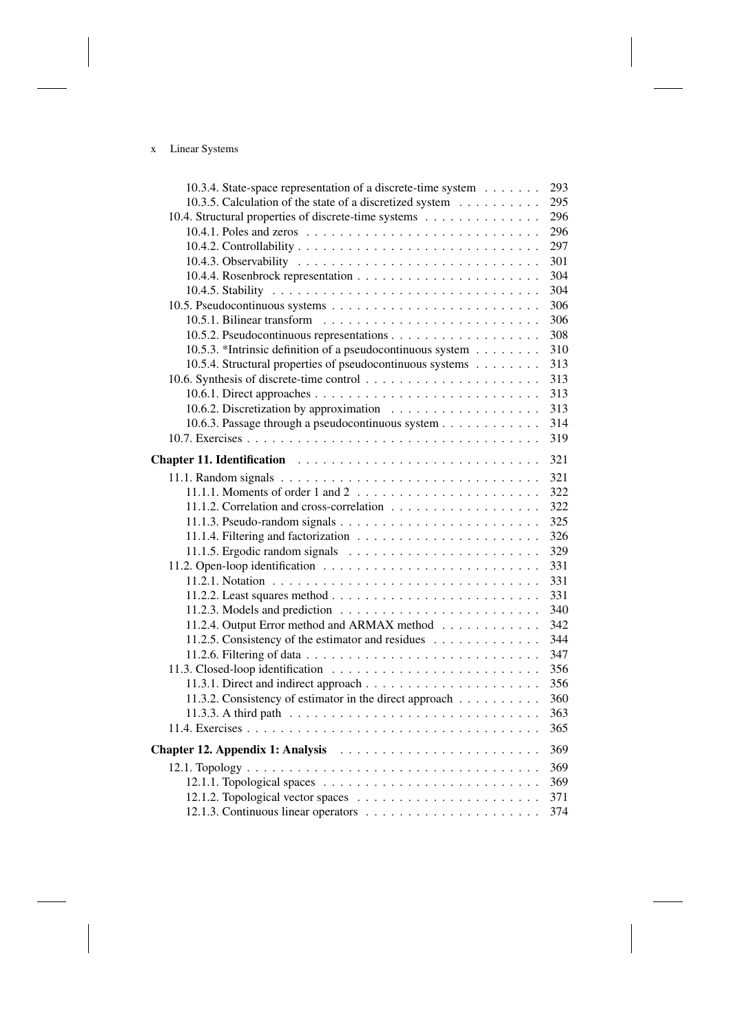10.3.4. State-space representation of a discrete-time system . . . . . . . 293
10.3.5. Calculation of the state of a discretized system . . . . . . . . . . 295
10.4. Structural properties of discrete-time systems . . . . . . . . . . . . . 296
10.4.1. Poles and zeros . . . . . . . . . . . . . . . . . . . . . . . . . . . . 296
10.4.2. Controllability . . . . . . . . . . . . . . . . . . . . . . . . . . . . 297
10.4.3. Observability . . . . . . . . . . . . . . . . . . . . . . . . . . . . 301
10.4.4. Rosenbrock representation . . . . . . . . . . . . . . . . . . . . . 304
10.4.5. Stability . . . . . . . . . . . . . . . . . . . . . . . . . . . . . . . 304
10.5. Pseudocontinuous systems . . . . . . . . . . . . . . . . . . . . . . . . 306
10.5.1. Bilinear transform . . . . . . . . . . . . . . . . . . . . . . . . . . 306
10.5.2. Pseudocontinuous representations . . . . . . . . . . . . . . . . . . 308
10.5.3. *Intrinsic definition of a pseudocontinuous system . . . . . . . . 310
10.5.4. Structural properties of pseudocontinuous systems . . . . . . . . 313
10.6. Synthesis of discrete-time control . . . . . . . . . . . . . . . . . . . . 313
10.6.1. Direct approaches . . . . . . . . . . . . . . . . . . . . . . . . . . 313
10.6.2. Discretization by approximation . . . . . . . . . . . . . . . . . . 313
10.6.3. Passage through a pseudocontinuous system . . . . . . . . . . . . 314
10.7. Exercises . . . . . . . . . . . . . . . . . . . . . . . . . . . . . . . . . 319

**Chapter 11. Identification** . . . . . . . . . . . . . . . . . . . . . . . . . . 321

11.1. Random signals . . . . . . . . . . . . . . . . . . . . . . . . . . . . . . 321
11.1.1. Moments of order 1 and 2 . . . . . . . . . . . . . . . . . . . . . . 322
11.1.2. Correlation and cross-correlation . . . . . . . . . . . . . . . . . . 322
11.1.3. Pseudo-random signals . . . . . . . . . . . . . . . . . . . . . . . . 325
11.1.4. Filtering and factorization . . . . . . . . . . . . . . . . . . . . . . 326
11.1.5. Ergodic random signals . . . . . . . . . . . . . . . . . . . . . . . 329
11.2. Open-loop identification . . . . . . . . . . . . . . . . . . . . . . . . . 331
11.2.1. Notation . . . . . . . . . . . . . . . . . . . . . . . . . . . . . . . . 331
11.2.2. Least squares method . . . . . . . . . . . . . . . . . . . . . . . . . 331
11.2.3. Models and prediction . . . . . . . . . . . . . . . . . . . . . . . . 340
11.2.4. Output Error method and ARMAX method . . . . . . . . . . . . 342
11.2.5. Consistency of the estimator and residues . . . . . . . . . . . . . 344
11.2.6. Filtering of data . . . . . . . . . . . . . . . . . . . . . . . . . . . . 347
11.3. Closed-loop identification . . . . . . . . . . . . . . . . . . . . . . . . 356
11.3.1. Direct and indirect approach . . . . . . . . . . . . . . . . . . . . . 356
11.3.2. Consistency of estimator in the direct approach . . . . . . . . . . 360
11.3.3. A third path . . . . . . . . . . . . . . . . . . . . . . . . . . . . . . 363
11.4. Exercises . . . . . . . . . . . . . . . . . . . . . . . . . . . . . . . . . 365

**Chapter 12. Appendix 1: Analysis** . . . . . . . . . . . . . . . . . . . . . . 369

12.1. Topology . . . . . . . . . . . . . . . . . . . . . . . . . . . . . . . . . 369
12.1.1. Topological spaces . . . . . . . . . . . . . . . . . . . . . . . . . . 369
12.1.2. Topological vector spaces . . . . . . . . . . . . . . . . . . . . . . 371
12.1.3. Continuous linear operators . . . . . . . . . . . . . . . . . . . . . 374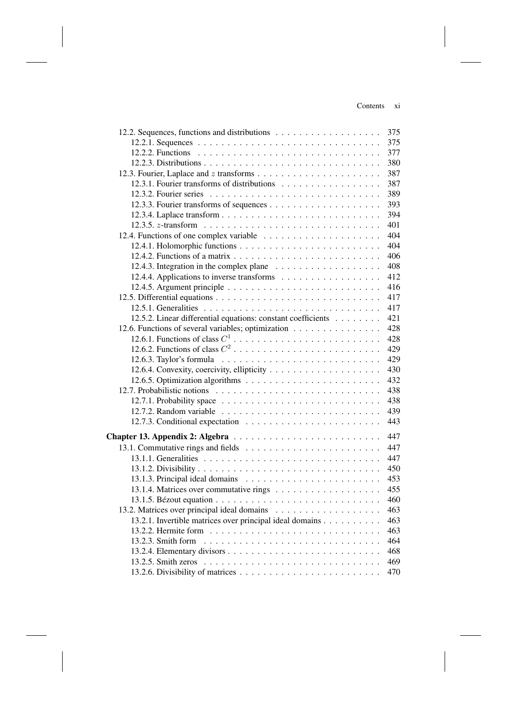12.2. Sequences, functions and distributions . . . . . . . . . . . . . . . . . . 375
12.2.1. Sequences . . . . . . . . . . . . . . . . . . . . . . . . . . . . . . . 375
12.2.2. Functions . . . . . . . . . . . . . . . . . . . . . . . . . . . . . . . 377
12.2.3. Distributions . . . . . . . . . . . . . . . . . . . . . . . . . . . . . . 380
12.3. Fourier, Laplace and $z$ transforms . . . . . . . . . . . . . . . . . . . . . 387
12.3.1. Fourier transforms of distributions . . . . . . . . . . . . . . . . 387
12.3.2. Fourier series . . . . . . . . . . . . . . . . . . . . . . . . . . . . . 389
12.3.3. Fourier transforms of sequences . . . . . . . . . . . . . . . . . . . 393
12.3.4. Laplace transform . . . . . . . . . . . . . . . . . . . . . . . . . . . 394
12.3.5. $z$-transform . . . . . . . . . . . . . . . . . . . . . . . . . . . . . 401
12.4. Functions of one complex variable . . . . . . . . . . . . . . . . . . . . 404
12.4.1. Holomorphic functions . . . . . . . . . . . . . . . . . . . . . . . . 404
12.4.2. Functions of a matrix . . . . . . . . . . . . . . . . . . . . . . . . . 406
12.4.3. Integration in the complex plane . . . . . . . . . . . . . . . . . . 408
12.4.4. Applications to inverse transforms . . . . . . . . . . . . . . . . . 412
12.4.5. Argument principle . . . . . . . . . . . . . . . . . . . . . . . . . . 416
12.5. Differential equations . . . . . . . . . . . . . . . . . . . . . . . . . . . 417
12.5.1. Generalities . . . . . . . . . . . . . . . . . . . . . . . . . . . . . . 417
12.5.2. Linear differential equations: constant coefficients . . . . . . . . 421
12.6. Functions of several variables; optimization . . . . . . . . . . . . . . . 428
12.6.1. Functions of class $C^1$ . . . . . . . . . . . . . . . . . . . . . . . . 428
12.6.2. Functions of class $C^2$ . . . . . . . . . . . . . . . . . . . . . . . . 429
12.6.3. Taylor's formula . . . . . . . . . . . . . . . . . . . . . . . . . . . 429
12.6.4. Convexity, coercivity, ellipticity . . . . . . . . . . . . . . . . . . . 430
12.6.5. Optimization algorithms . . . . . . . . . . . . . . . . . . . . . . . 432
12.7. Probabilistic notions . . . . . . . . . . . . . . . . . . . . . . . . . . . 438
12.7.1. Probability space . . . . . . . . . . . . . . . . . . . . . . . . . . . 438
12.7.2. Random variable . . . . . . . . . . . . . . . . . . . . . . . . . . . 439
12.7.3. Conditional expectation . . . . . . . . . . . . . . . . . . . . . . . 443

**Chapter 13. Appendix 2: Algebra** . . . . . . . . . . . . . . . . . . . . . . . . 447
13.1. Commutative rings and fields . . . . . . . . . . . . . . . . . . . . . . . 447
13.1.1. Generalities . . . . . . . . . . . . . . . . . . . . . . . . . . . . . . 447
13.1.2. Divisibility . . . . . . . . . . . . . . . . . . . . . . . . . . . . . . . 450
13.1.3. Principal ideal domains . . . . . . . . . . . . . . . . . . . . . . . . 453
13.1.4. Matrices over commutative rings . . . . . . . . . . . . . . . . . . 455
13.1.5. Bézout equation . . . . . . . . . . . . . . . . . . . . . . . . . . . . 460
13.2. Matrices over principal ideal domains . . . . . . . . . . . . . . . . . . 463
13.2.1. Invertible matrices over principal ideal domains . . . . . . . . . . 463
13.2.2. Hermite form . . . . . . . . . . . . . . . . . . . . . . . . . . . . . 463
13.2.3. Smith form . . . . . . . . . . . . . . . . . . . . . . . . . . . . . . . 464
13.2.4. Elementary divisors . . . . . . . . . . . . . . . . . . . . . . . . . . 468
13.2.5. Smith zeros . . . . . . . . . . . . . . . . . . . . . . . . . . . . . . 469
13.2.6. Divisibility of matrices . . . . . . . . . . . . . . . . . . . . . . . . 470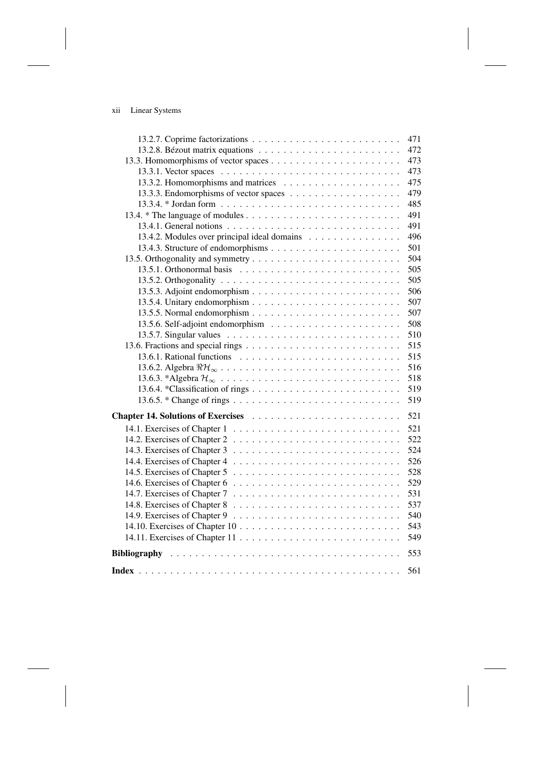13.2.7. Coprime factorizations . . . . . . . . . . 471
13.2.8. Bézout matrix equations . . . . . . . . . . 472
13.3. Homomorphisms of vector spaces . . . . . . . . . . 473
13.3.1. Vector spaces . . . . . . . . . . 473
13.3.2. Homomorphisms and matrices . . . . . . . . . . 475
13.3.3. Endomorphisms of vector spaces . . . . . . . . . . 479
13.3.4. * Jordan form . . . . . . . . . . 485
13.4. * The language of modules . . . . . . . . . . 491
13.4.1. General notions . . . . . . . . . . 491
13.4.2. Modules over principal ideal domains . . . . . . . . . . 496
13.4.3. Structure of endomorphisms . . . . . . . . . . 501
13.5. Orthogonality and symmetry . . . . . . . . . . 504
13.5.1. Orthonormal basis . . . . . . . . . . 505
13.5.2. Orthogonality . . . . . . . . . . 505
13.5.3. Adjoint endomorphism . . . . . . . . . . 506
13.5.4. Unitary endomorphism . . . . . . . . . . 507
13.5.5. Normal endomorphism . . . . . . . . . . 507
13.5.6. Self-adjoint endomorphism . . . . . . . . . . 508
13.5.7. Singular values . . . . . . . . . . 510
13.6. Fractions and special rings . . . . . . . . . . 515
13.6.1. Rational functions . . . . . . . . . . 515
13.6.2. Algebra $\Re\mathcal{H}_\infty$ . . . . . . . . . . 516
13.6.3. *Algebra $\mathcal{H}_\infty$ . . . . . . . . . . 518
13.6.4. *Classification of rings . . . . . . . . . . 519
13.6.5. * Change of rings . . . . . . . . . . 519

**Chapter 14. Solutions of Exercises** . . . . . . . . . . 521

14.1. Exercises of Chapter 1 . . . . . . . . . . 521
14.2. Exercises of Chapter 2 . . . . . . . . . . 522
14.3. Exercises of Chapter 3 . . . . . . . . . . 524
14.4. Exercises of Chapter 4 . . . . . . . . . . 526
14.5. Exercises of Chapter 5 . . . . . . . . . . 528
14.6. Exercises of Chapter 6 . . . . . . . . . . 529
14.7. Exercises of Chapter 7 . . . . . . . . . . 531
14.8. Exercises of Chapter 8 . . . . . . . . . . 537
14.9. Exercises of Chapter 9 . . . . . . . . . . 540
14.10. Exercises of Chapter 10 . . . . . . . . . . 543
14.11. Exercises of Chapter 11 . . . . . . . . . . 549

**Bibliography** . . . . . . . . . . 553

**Index** . . . . . . . . . . 561